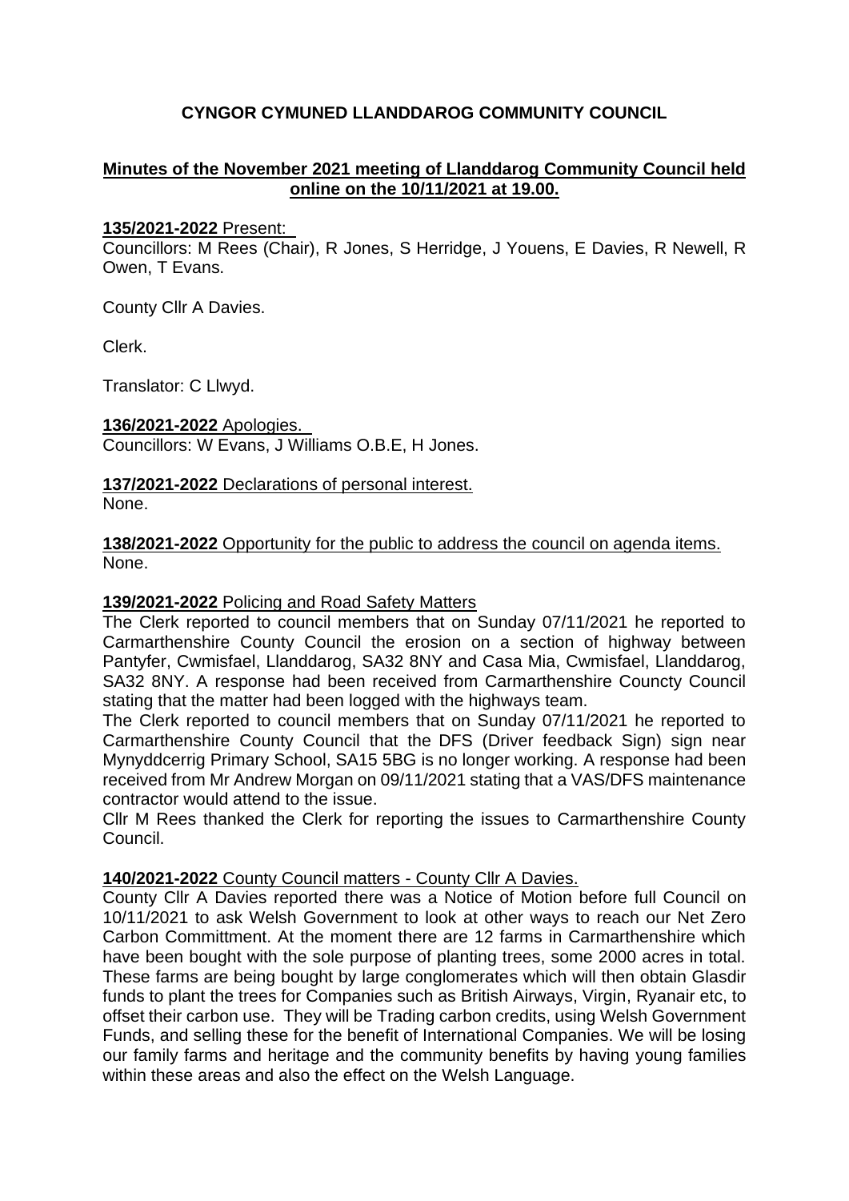# CYNGOR CYMUNED LLANDDAROG COMMUNITY COUNCIL

## Minutes of the November 2021 meeting of Llanddarog Community Council held online on the 10/11/2021 at 19.00.

**135/2021-2022** Present:

Councillors: M Rees (Chair), R Jones, S Herridge, J Youens, E Davies, R Newell, R Owen, T Evans.

County Cllr A Davies.

Clerk.

Translator: C Llwyd.

**136/2021-2022** Apologies.

Councillors: W Evans, J Williams O.B.E, H Jones.

**137/2021-2022** Declarations of personal interest.

None.

**138/2021-2022** Opportunity for the public to address the council on agenda items.

None.

**139/2021-2022** Policing and Road Safety Matters

The Clerk reported to council members that on Sunday 07/11/2021 he reported to Carmarthenshire County Council the erosion on a section of highway between Pantyfer, Cwmisfael, Llanddarog, SA32 8NY and Casa Mia, Cwmisfael, Llanddarog, SA32 8NY. A response had been received from Carmarthenshire Councty Council stating that the matter had been logged with the highways team.

The Clerk reported to council members that on Sunday 07/11/2021 he reported to Carmarthenshire County Council that the DFS (Driver feedback Sign) sign near Mynyddcerrig Primary School, SA15 5BG is no longer working. A response had been received from Mr Andrew Morgan on 09/11/2021 stating that a VAS/DFS maintenance contractor would attend to the issue.

Cllr M Rees thanked the Clerk for reporting the issues to Carmarthenshire County Council.

**140/2021-2022** County Council matters - County Cllr A Davies.

County Cllr A Davies reported there was a Notice of Motion before full Council on 10/11/2021 to ask Welsh Government to look at other ways to reach our Net Zero Carbon Committment. At the moment there are 12 farms in Carmarthenshire which have been bought with the sole purpose of planting trees, some 2000 acres in total. These farms are being bought by large conglomerates which will then obtain Glasdir funds to plant the trees for Companies such as British Airways, Virgin, Ryanair etc, to offset their carbon use. They will be Trading carbon credits, using Welsh Government Funds, and selling these for the benefit of International Companies. We will be losing our family farms and heritage and the community benefits by having young families within these areas and also the effect on the Welsh Language.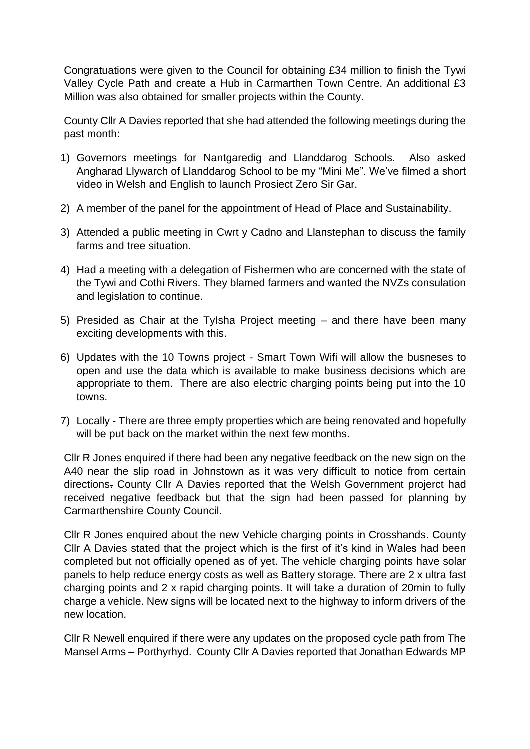Congratuations were given to the Council for obtaining £34 million to finish the Tywi Valley Cycle Path and create a Hub in Carmarthen Town Centre. An additional £3 Million was also obtained for smaller projects within the County.

County Cllr A Davies reported that she had attended the following meetings during the past month:

1) Governors meetings for Nantgaredig and Llanddarog Schools. Also asked Angharad Llywarch of Llanddarog School to be my "Mini Me". We've filmed a short video in Welsh and English to launch Prosiect Zero Sir Gar.
2) A member of the panel for the appointment of Head of Place and Sustainability.
3) Attended a public meeting in Cwrt y Cadno and Llanstephan to discuss the family farms and tree situation.
4) Had a meeting with a delegation of Fishermen who are concerned with the state of the Tywi and Cothi Rivers. They blamed farmers and wanted the NVZs consulation and legislation to continue.
5) Presided as Chair at the TyIsha Project meeting – and there have been many exciting developments with this.
6) Updates with the 10 Towns project - Smart Town Wifi will allow the busneses to open and use the data which is available to make business decisions which are appropriate to them. There are also electric charging points being put into the 10 towns.
7) Locally - There are three empty properties which are being renovated and hopefully will be put back on the market within the next few months.

Cllr R Jones enquired if there had been any negative feedback on the new sign on the A40 near the slip road in Johnstown as it was very difficult to notice from certain directions. County Cllr A Davies reported that the Welsh Government projerct had received negative feedback but that the sign had been passed for planning by Carmarthenshire County Council.

Cllr R Jones enquired about the new Vehicle charging points in Crosshands. County Cllr A Davies stated that the project which is the first of it's kind in Wales had been completed but not officially opened as of yet. The vehicle charging points have solar panels to help reduce energy costs as well as Battery storage. There are 2 x ultra fast charging points and 2 x rapid charging points. It will take a duration of 20min to fully charge a vehicle. New signs will be located next to the highway to inform drivers of the new location.

Cllr R Newell enquired if there were any updates on the proposed cycle path from The Mansel Arms – Porthyrhyd. County Cllr A Davies reported that Jonathan Edwards MP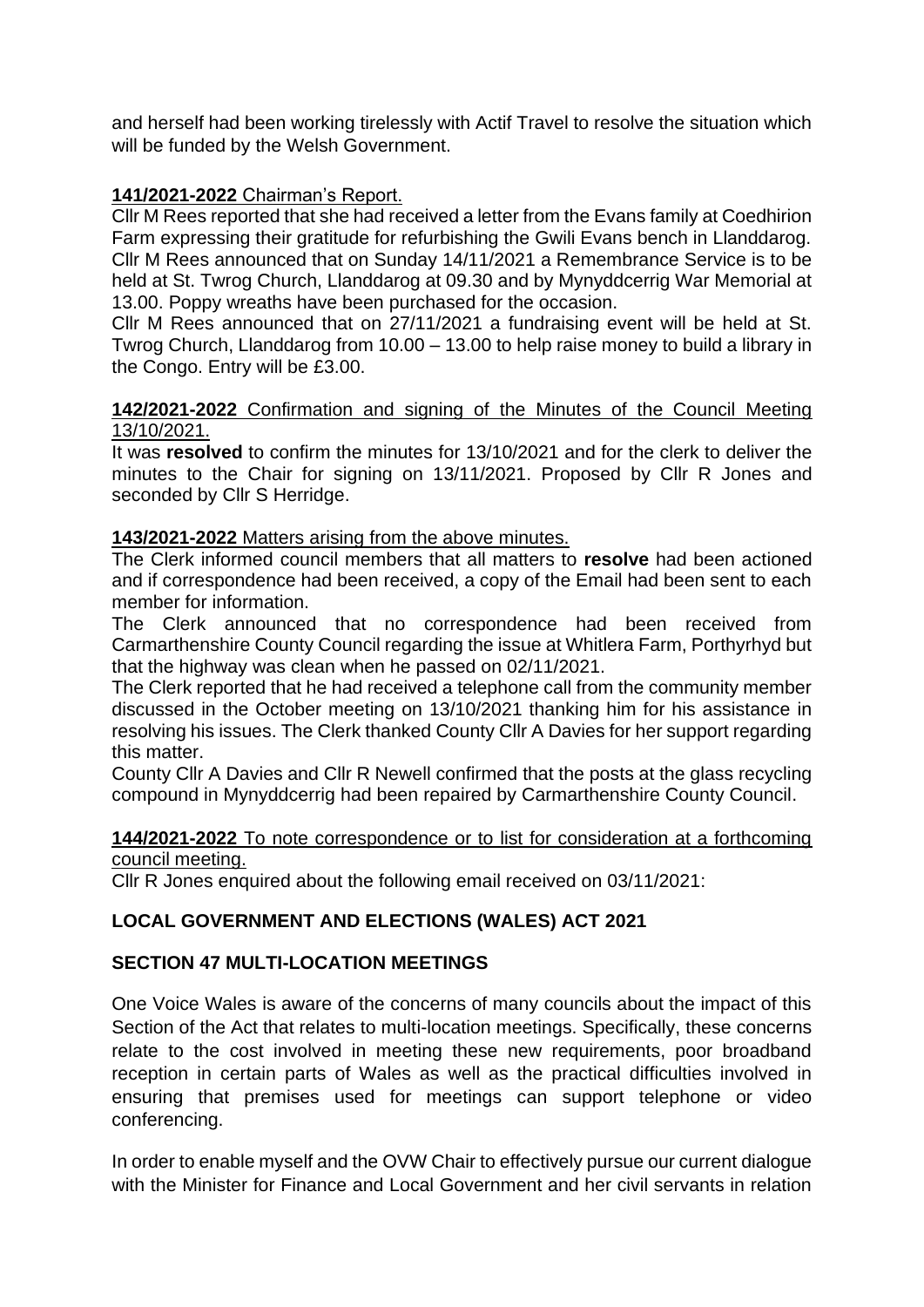and herself had been working tirelessly with Actif Travel to resolve the situation which will be funded by the Welsh Government.

**141/2021-2022** Chairman's Report.

Cllr M Rees reported that she had received a letter from the Evans family at Coedhirion Farm expressing their gratitude for refurbishing the Gwili Evans bench in Llanddarog. Cllr M Rees announced that on Sunday 14/11/2021 a Remembrance Service is to be held at St. Twrog Church, Llanddarog at 09.30 and by Mynyddcerrig War Memorial at 13.00. Poppy wreaths have been purchased for the occasion.

Cllr M Rees announced that on 27/11/2021 a fundraising event will be held at St. Twrog Church, Llanddarog from 10.00 – 13.00 to help raise money to build a library in the Congo. Entry will be £3.00.

**142/2021-2022** Confirmation and signing of the Minutes of the Council Meeting 13/10/2021.

It was **resolved** to confirm the minutes for 13/10/2021 and for the clerk to deliver the minutes to the Chair for signing on 13/11/2021. Proposed by Cllr R Jones and seconded by Cllr S Herridge.

**143/2021-2022** Matters arising from the above minutes.

The Clerk informed council members that all matters to **resolve** had been actioned and if correspondence had been received, a copy of the Email had been sent to each member for information.

The Clerk announced that no correspondence had been received from Carmarthenshire County Council regarding the issue at Whitlera Farm, Porthyrhyd but that the highway was clean when he passed on 02/11/2021.

The Clerk reported that he had received a telephone call from the community member discussed in the October meeting on 13/10/2021 thanking him for his assistance in resolving his issues. The Clerk thanked County Cllr A Davies for her support regarding this matter.

County Cllr A Davies and Cllr R Newell confirmed that the posts at the glass recycling compound in Mynyddcerrig had been repaired by Carmarthenshire County Council.

**144/2021-2022** To note correspondence or to list for consideration at a forthcoming council meeting.

Cllr R Jones enquired about the following email received on 03/11/2021:

**LOCAL GOVERNMENT AND ELECTIONS (WALES) ACT 2021**

**SECTION 47 MULTI-LOCATION MEETINGS**

One Voice Wales is aware of the concerns of many councils about the impact of this Section of the Act that relates to multi-location meetings. Specifically, these concerns relate to the cost involved in meeting these new requirements, poor broadband reception in certain parts of Wales as well as the practical difficulties involved in ensuring that premises used for meetings can support telephone or video conferencing.

In order to enable myself and the OVW Chair to effectively pursue our current dialogue with the Minister for Finance and Local Government and her civil servants in relation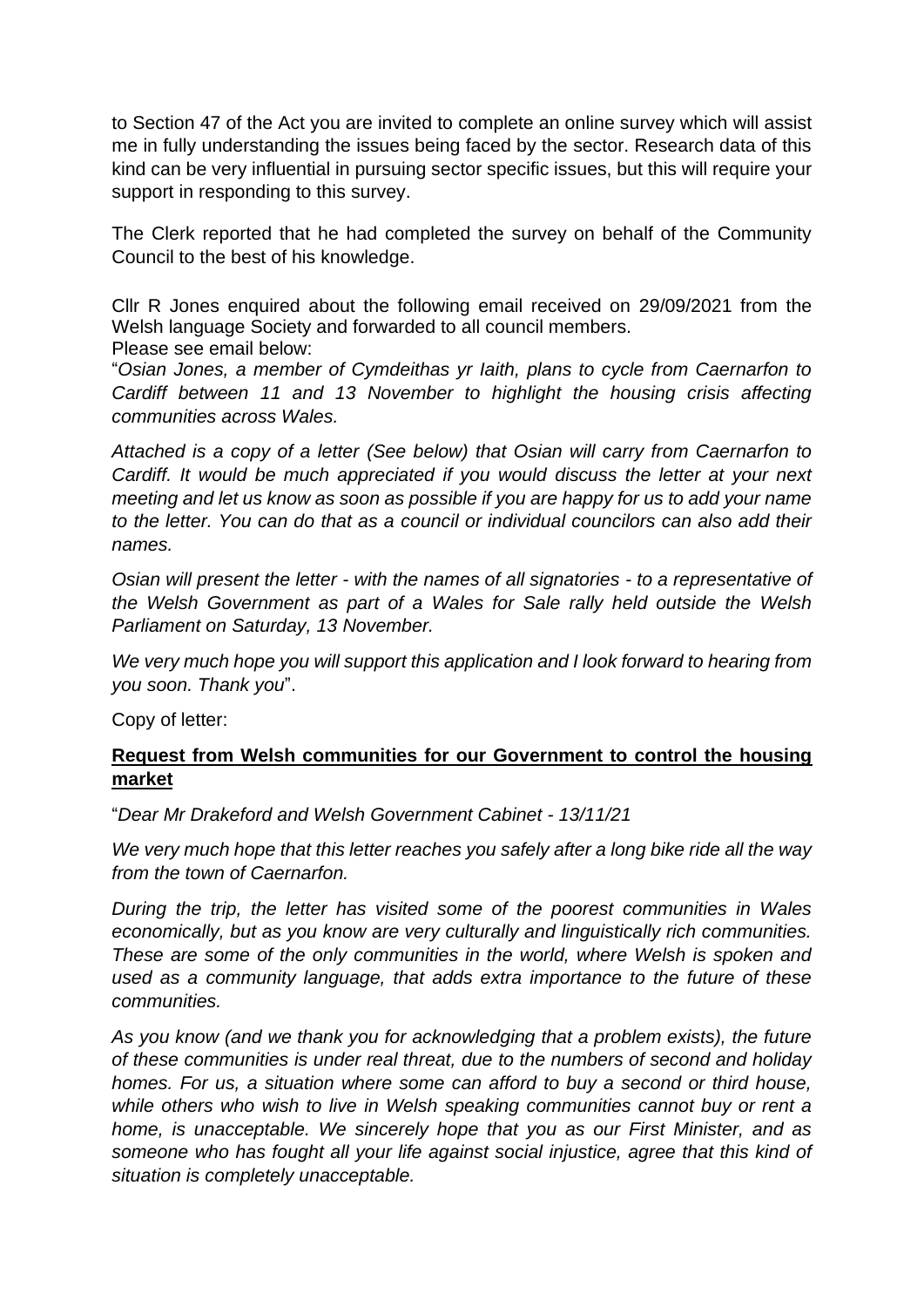to Section 47 of the Act you are invited to complete an online survey which will assist me in fully understanding the issues being faced by the sector. Research data of this kind can be very influential in pursuing sector specific issues, but this will require your support in responding to this survey.

The Clerk reported that he had completed the survey on behalf of the Community Council to the best of his knowledge.

Cllr R Jones enquired about the following email received on 29/09/2021 from the Welsh language Society and forwarded to all council members.
Please see email below:

"*Osian Jones, a member of Cymdeithas yr Iaith, plans to cycle from Caernarfon to Cardiff between 11 and 13 November to highlight the housing crisis affecting communities across Wales.*

*Attached is a copy of a letter (See below) that Osian will carry from Caernarfon to Cardiff. It would be much appreciated if you would discuss the letter at your next meeting and let us know as soon as possible if you are happy for us to add your name to the letter. You can do that as a council or individual councilors can also add their names.*

*Osian will present the letter - with the names of all signatories - to a representative of the Welsh Government as part of a Wales for Sale rally held outside the Welsh Parliament on Saturday, 13 November.*

*We very much hope you will support this application and I look forward to hearing from you soon. Thank you*".

Copy of letter:

**Request from Welsh communities for our Government to control the housing market**

"*Dear Mr Drakeford and Welsh Government Cabinet - 13/11/21*

*We very much hope that this letter reaches you safely after a long bike ride all the way from the town of Caernarfon.*

*During the trip, the letter has visited some of the poorest communities in Wales economically, but as you know are very culturally and linguistically rich communities. These are some of the only communities in the world, where Welsh is spoken and used as a community language, that adds extra importance to the future of these communities.*

*As you know (and we thank you for acknowledging that a problem exists), the future of these communities is under real threat, due to the numbers of second and holiday homes. For us, a situation where some can afford to buy a second or third house, while others who wish to live in Welsh speaking communities cannot buy or rent a home, is unacceptable. We sincerely hope that you as our First Minister, and as someone who has fought all your life against social injustice, agree that this kind of situation is completely unacceptable.*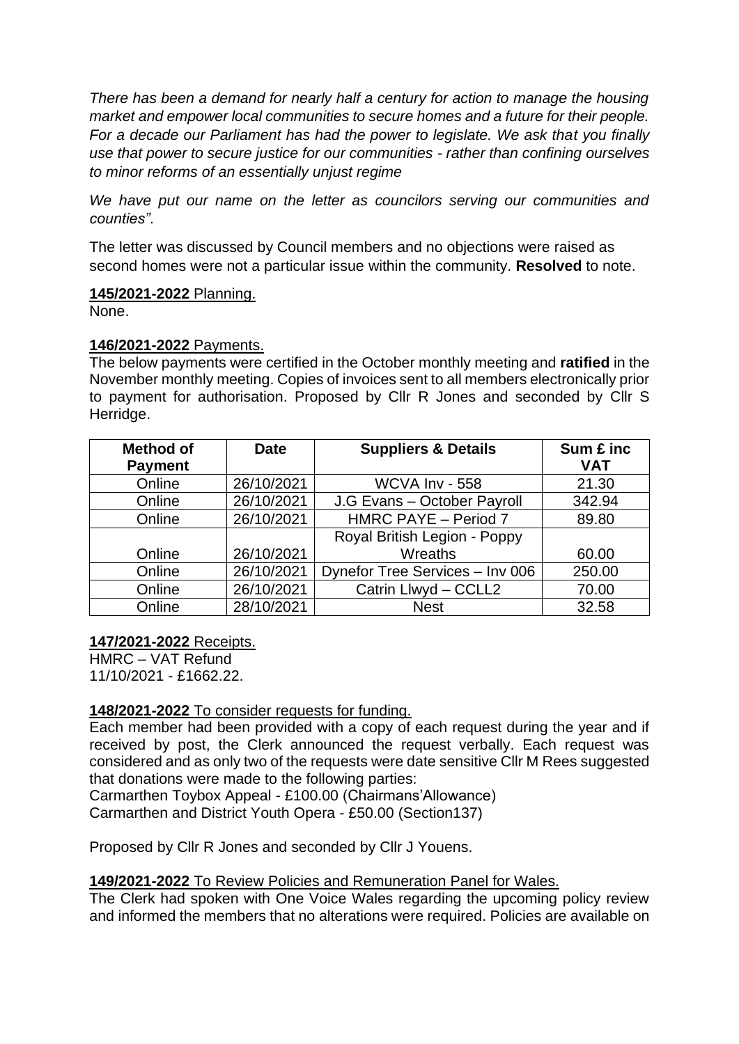*There has been a demand for nearly half a century for action to manage the housing market and empower local communities to secure homes and a future for their people. For a decade our Parliament has had the power to legislate. We ask that you finally use that power to secure justice for our communities - rather than confining ourselves to minor reforms of an essentially unjust regime*

*We have put our name on the letter as councilors serving our communities and counties"*.

The letter was discussed by Council members and no objections were raised as second homes were not a particular issue within the community. **Resolved** to note.

**145/2021-2022** Planning.

None.

**146/2021-2022** Payments.

The below payments were certified in the October monthly meeting and **ratified** in the November monthly meeting. Copies of invoices sent to all members electronically prior to payment for authorisation. Proposed by Cllr R Jones and seconded by Cllr S Herridge.

| Method of Payment | Date | Suppliers & Details | Sum £ inc VAT |
|---|---|---|---|
| Online | 26/10/2021 | WCVA Inv - 558 | 21.30 |
| Online | 26/10/2021 | J.G Evans – October Payroll | 342.94 |
| Online | 26/10/2021 | HMRC PAYE – Period 7 | 89.80 |
| Online | 26/10/2021 | Royal British Legion - Poppy Wreaths | 60.00 |
| Online | 26/10/2021 | Dynefor Tree Services – Inv 006 | 250.00 |
| Online | 26/10/2021 | Catrin Llwyd – CCLL2 | 70.00 |
| Online | 28/10/2021 | Nest | 32.58 |

**147/2021-2022** Receipts.

HMRC – VAT Refund
11/10/2021 - £1662.22.

**148/2021-2022** To consider requests for funding.

Each member had been provided with a copy of each request during the year and if received by post, the Clerk announced the request verbally. Each request was considered and as only two of the requests were date sensitive Cllr M Rees suggested that donations were made to the following parties:

Carmarthen Toybox Appeal - £100.00 (Chairmans'Allowance)
Carmarthen and District Youth Opera - £50.00 (Section137)

Proposed by Cllr R Jones and seconded by Cllr J Youens.

**149/2021-2022** To Review Policies and Remuneration Panel for Wales.

The Clerk had spoken with One Voice Wales regarding the upcoming policy review and informed the members that no alterations were required. Policies are available on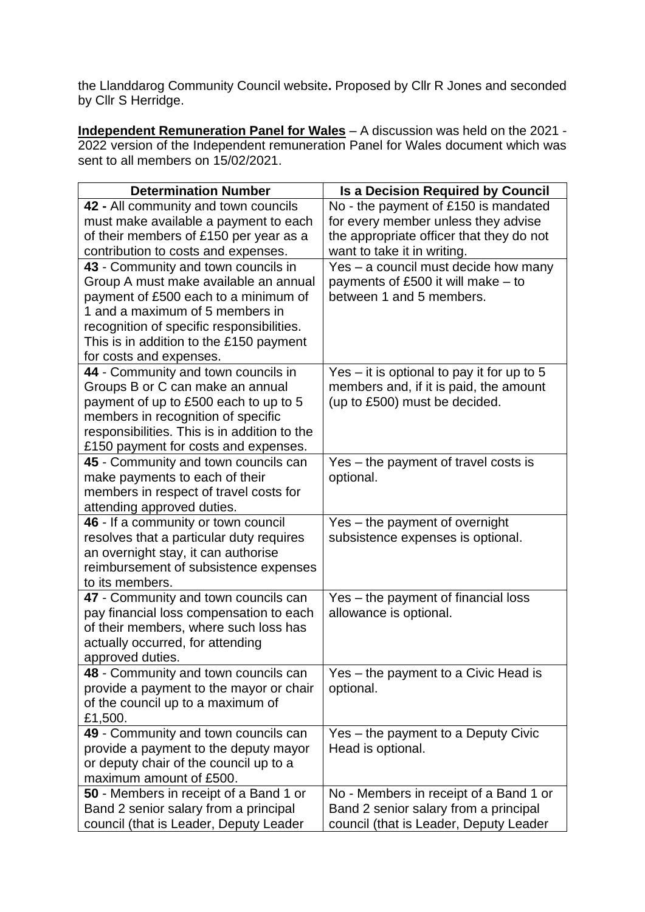the Llanddarog Community Council website**.** Proposed by Cllr R Jones and seconded by Cllr S Herridge.

**Independent Remuneration Panel for Wales** – A discussion was held on the 2021 - 2022 version of the Independent remuneration Panel for Wales document which was sent to all members on 15/02/2021.

| Determination Number | Is a Decision Required by Council |
|---|---|
| **42 -** All community and town councils must make available a payment to each of their members of £150 per year as a contribution to costs and expenses. | No - the payment of £150 is mandated for every member unless they advise the appropriate officer that they do not want to take it in writing. |
| **43** - Community and town councils in Group A must make available an annual payment of £500 each to a minimum of 1 and a maximum of 5 members in recognition of specific responsibilities. This is in addition to the £150 payment for costs and expenses. | Yes – a council must decide how many payments of £500 it will make – to between 1 and 5 members. |
| **44** - Community and town councils in Groups B or C can make an annual payment of up to £500 each to up to 5 members in recognition of specific responsibilities. This is in addition to the £150 payment for costs and expenses. | Yes – it is optional to pay it for up to 5 members and, if it is paid, the amount (up to £500) must be decided. |
| **45** - Community and town councils can make payments to each of their members in respect of travel costs for attending approved duties. | Yes – the payment of travel costs is optional. |
| **46** - If a community or town council resolves that a particular duty requires an overnight stay, it can authorise reimbursement of subsistence expenses to its members. | Yes – the payment of overnight subsistence expenses is optional. |
| **47** - Community and town councils can pay financial loss compensation to each of their members, where such loss has actually occurred, for attending approved duties. | Yes – the payment of financial loss allowance is optional. |
| **48** - Community and town councils can provide a payment to the mayor or chair of the council up to a maximum of £1,500. | Yes – the payment to a Civic Head is optional. |
| **49** - Community and town councils can provide a payment to the deputy mayor or deputy chair of the council up to a maximum amount of £500. | Yes – the payment to a Deputy Civic Head is optional. |
| **50** - Members in receipt of a Band 1 or Band 2 senior salary from a principal council (that is Leader, Deputy Leader | No - Members in receipt of a Band 1 or Band 2 senior salary from a principal council (that is Leader, Deputy Leader |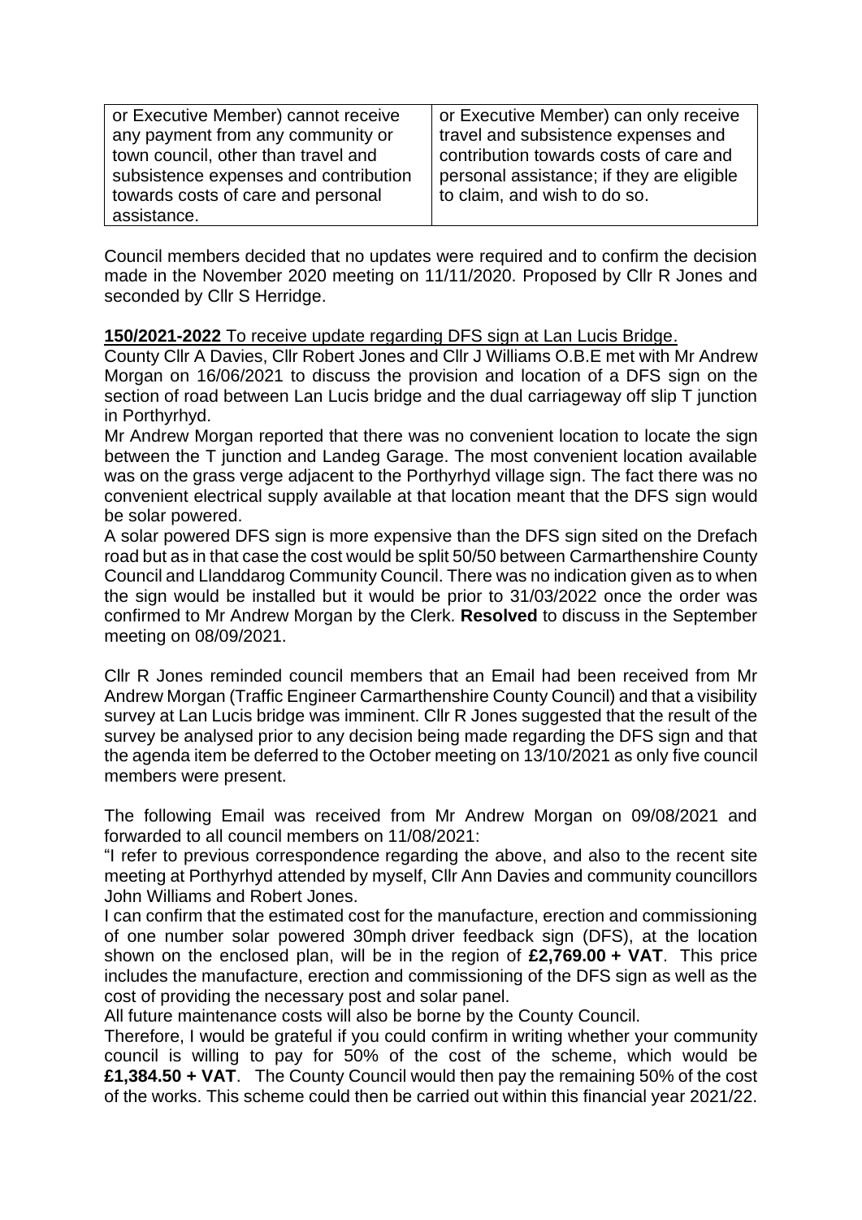| or Executive Member) cannot receive any payment from any community or town council, other than travel and subsistence expenses and contribution towards costs of care and personal assistance. | or Executive Member) can only receive travel and subsistence expenses and contribution towards costs of care and personal assistance; if they are eligible to claim, and wish to do so. |
|---|---|

Council members decided that no updates were required and to confirm the decision made in the November 2020 meeting on 11/11/2020. Proposed by Cllr R Jones and seconded by Cllr S Herridge.

**150/2021-2022** To receive update regarding DFS sign at Lan Lucis Bridge.

County Cllr A Davies, Cllr Robert Jones and Cllr J Williams O.B.E met with Mr Andrew Morgan on 16/06/2021 to discuss the provision and location of a DFS sign on the section of road between Lan Lucis bridge and the dual carriageway off slip T junction in Porthyrhyd.

Mr Andrew Morgan reported that there was no convenient location to locate the sign between the T junction and Landeg Garage. The most convenient location available was on the grass verge adjacent to the Porthyrhyd village sign. The fact there was no convenient electrical supply available at that location meant that the DFS sign would be solar powered.

A solar powered DFS sign is more expensive than the DFS sign sited on the Drefach road but as in that case the cost would be split 50/50 between Carmarthenshire County Council and Llanddarog Community Council. There was no indication given as to when the sign would be installed but it would be prior to 31/03/2022 once the order was confirmed to Mr Andrew Morgan by the Clerk. **Resolved** to discuss in the September meeting on 08/09/2021.

Cllr R Jones reminded council members that an Email had been received from Mr Andrew Morgan (Traffic Engineer Carmarthenshire County Council) and that a visibility survey at Lan Lucis bridge was imminent. Cllr R Jones suggested that the result of the survey be analysed prior to any decision being made regarding the DFS sign and that the agenda item be deferred to the October meeting on 13/10/2021 as only five council members were present.

The following Email was received from Mr Andrew Morgan on 09/08/2021 and forwarded to all council members on 11/08/2021:

"I refer to previous correspondence regarding the above, and also to the recent site meeting at Porthyrhyd attended by myself, Cllr Ann Davies and community councillors John Williams and Robert Jones.

I can confirm that the estimated cost for the manufacture, erection and commissioning of one number solar powered 30mph driver feedback sign (DFS), at the location shown on the enclosed plan, will be in the region of **£2,769.00 + VAT**. This price includes the manufacture, erection and commissioning of the DFS sign as well as the cost of providing the necessary post and solar panel.

All future maintenance costs will also be borne by the County Council.

Therefore, I would be grateful if you could confirm in writing whether your community council is willing to pay for 50% of the cost of the scheme, which would be **£1,384.50 + VAT**. The County Council would then pay the remaining 50% of the cost of the works. This scheme could then be carried out within this financial year 2021/22.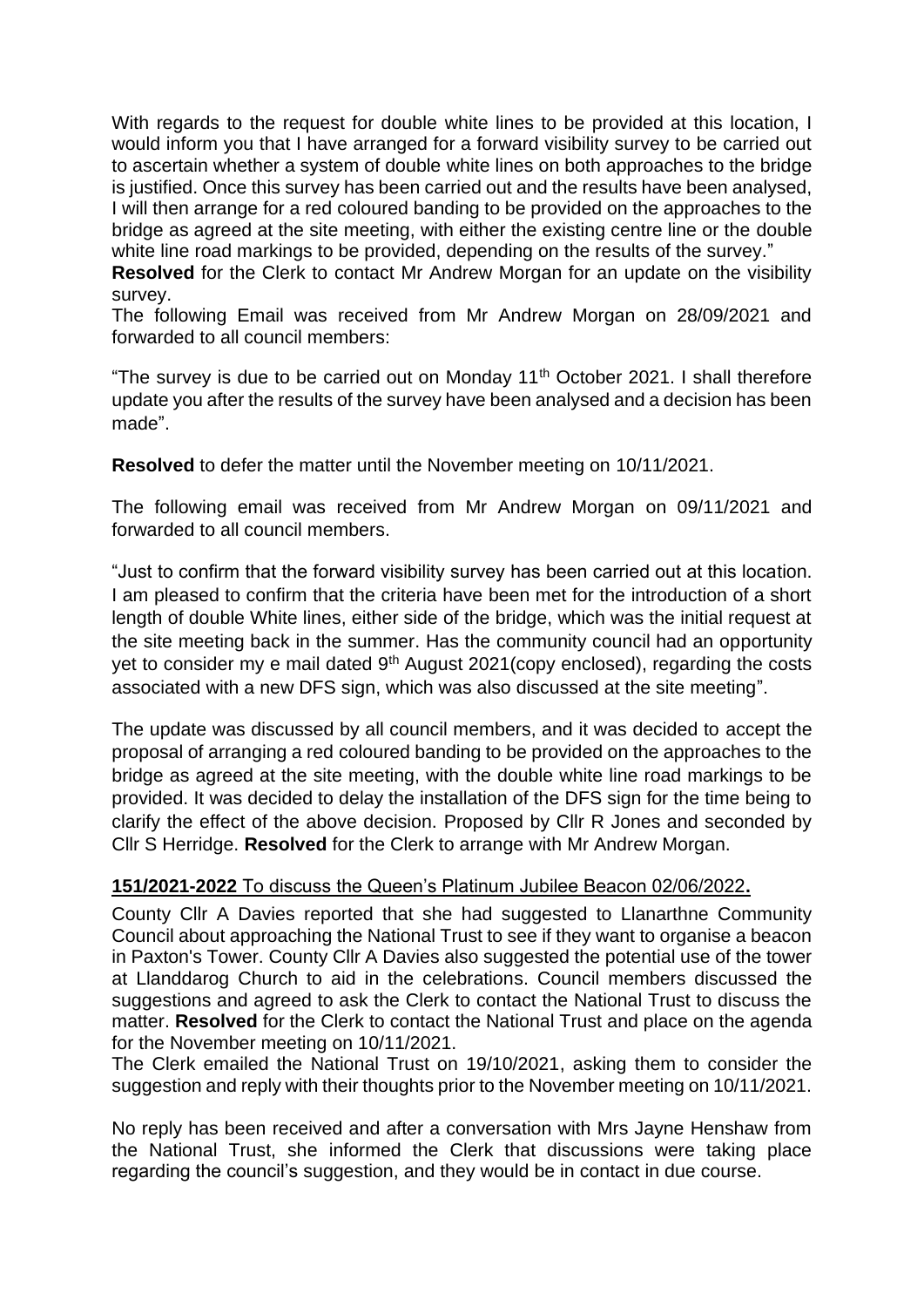With regards to the request for double white lines to be provided at this location, I would inform you that I have arranged for a forward visibility survey to be carried out to ascertain whether a system of double white lines on both approaches to the bridge is justified. Once this survey has been carried out and the results have been analysed, I will then arrange for a red coloured banding to be provided on the approaches to the bridge as agreed at the site meeting, with either the existing centre line or the double white line road markings to be provided, depending on the results of the survey."

**Resolved** for the Clerk to contact Mr Andrew Morgan for an update on the visibility survey.

The following Email was received from Mr Andrew Morgan on 28/09/2021 and forwarded to all council members:

"The survey is due to be carried out on Monday 11th October 2021. I shall therefore update you after the results of the survey have been analysed and a decision has been made".

**Resolved** to defer the matter until the November meeting on 10/11/2021.

The following email was received from Mr Andrew Morgan on 09/11/2021 and forwarded to all council members.

"Just to confirm that the forward visibility survey has been carried out at this location. I am pleased to confirm that the criteria have been met for the introduction of a short length of double White lines, either side of the bridge, which was the initial request at the site meeting back in the summer. Has the community council had an opportunity yet to consider my e mail dated 9th August 2021(copy enclosed), regarding the costs associated with a new DFS sign, which was also discussed at the site meeting".

The update was discussed by all council members, and it was decided to accept the proposal of arranging a red coloured banding to be provided on the approaches to the bridge as agreed at the site meeting, with the double white line road markings to be provided. It was decided to delay the installation of the DFS sign for the time being to clarify the effect of the above decision. Proposed by Cllr R Jones and seconded by Cllr S Herridge. **Resolved** for the Clerk to arrange with Mr Andrew Morgan.

**151/2021-2022 To discuss the Queen's Platinum Jubilee Beacon 02/06/2022.**

County Cllr A Davies reported that she had suggested to Llanarthne Community Council about approaching the National Trust to see if they want to organise a beacon in Paxton's Tower. County Cllr A Davies also suggested the potential use of the tower at Llanddarog Church to aid in the celebrations. Council members discussed the suggestions and agreed to ask the Clerk to contact the National Trust to discuss the matter. **Resolved** for the Clerk to contact the National Trust and place on the agenda for the November meeting on 10/11/2021.

The Clerk emailed the National Trust on 19/10/2021, asking them to consider the suggestion and reply with their thoughts prior to the November meeting on 10/11/2021.

No reply has been received and after a conversation with Mrs Jayne Henshaw from the National Trust, she informed the Clerk that discussions were taking place regarding the council's suggestion, and they would be in contact in due course.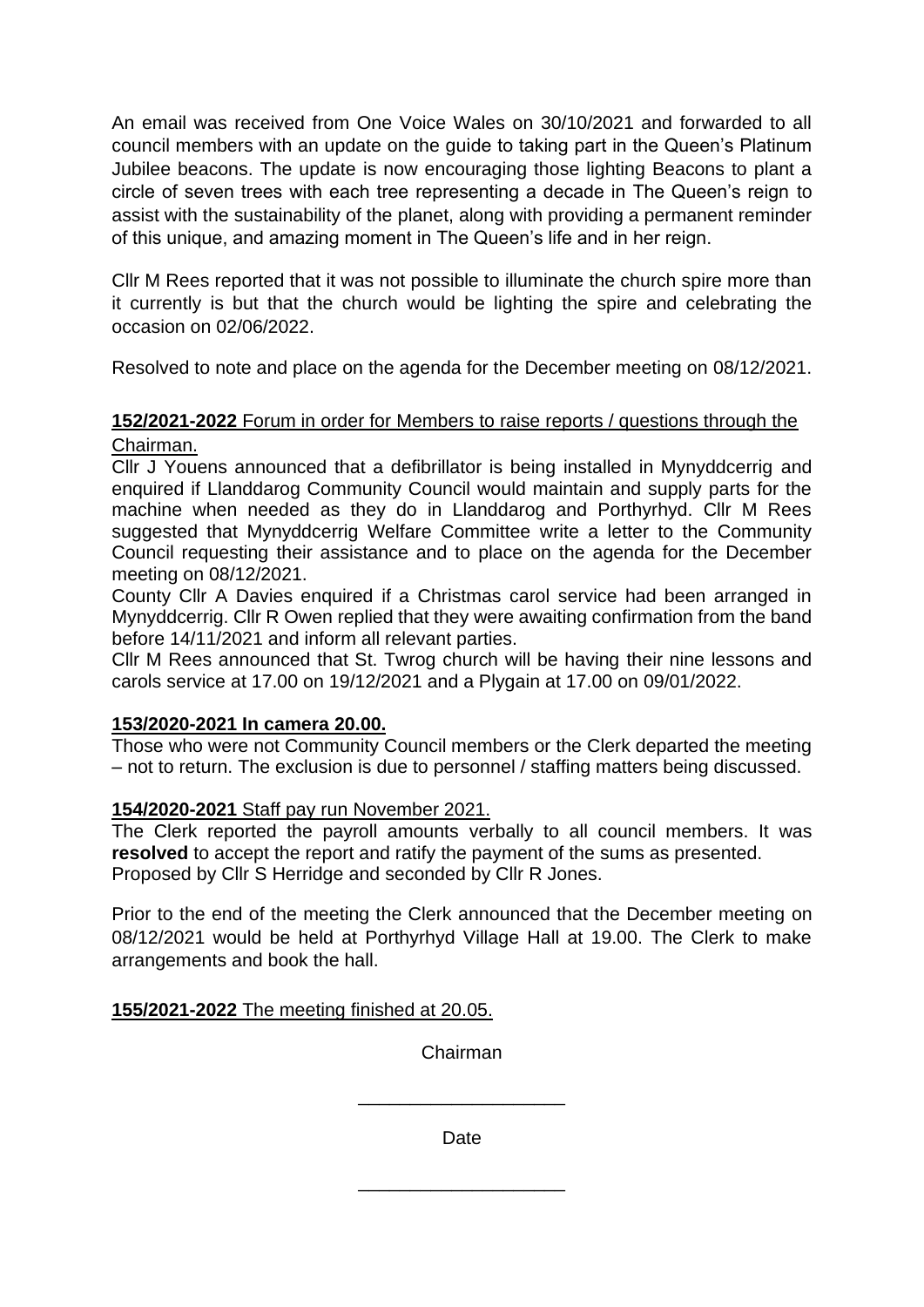An email was received from One Voice Wales on 30/10/2021 and forwarded to all council members with an update on the guide to taking part in the Queen's Platinum Jubilee beacons. The update is now encouraging those lighting Beacons to plant a circle of seven trees with each tree representing a decade in The Queen's reign to assist with the sustainability of the planet, along with providing a permanent reminder of this unique, and amazing moment in The Queen's life and in her reign.

Cllr M Rees reported that it was not possible to illuminate the church spire more than it currently is but that the church would be lighting the spire and celebrating the occasion on 02/06/2022.

Resolved to note and place on the agenda for the December meeting on 08/12/2021.

**152/2021-2022** Forum in order for Members to raise reports / questions through the Chairman.

Cllr J Youens announced that a defibrillator is being installed in Mynyddcerrig and enquired if Llanddarog Community Council would maintain and supply parts for the machine when needed as they do in Llanddarog and Porthyrhyd. Cllr M Rees suggested that Mynyddcerrig Welfare Committee write a letter to the Community Council requesting their assistance and to place on the agenda for the December meeting on 08/12/2021.

County Cllr A Davies enquired if a Christmas carol service had been arranged in Mynyddcerrig. Cllr R Owen replied that they were awaiting confirmation from the band before 14/11/2021 and inform all relevant parties.

Cllr M Rees announced that St. Twrog church will be having their nine lessons and carols service at 17.00 on 19/12/2021 and a Plygain at 17.00 on 09/01/2022.

**153/2020-2021 In camera 20.00.**

Those who were not Community Council members or the Clerk departed the meeting – not to return. The exclusion is due to personnel / staffing matters being discussed.

**154/2020-2021** Staff pay run November 2021.

The Clerk reported the payroll amounts verbally to all council members. It was **resolved** to accept the report and ratify the payment of the sums as presented. Proposed by Cllr S Herridge and seconded by Cllr R Jones.

Prior to the end of the meeting the Clerk announced that the December meeting on 08/12/2021 would be held at Porthyrhyd Village Hall at 19.00. The Clerk to make arrangements and book the hall.

**155/2021-2022** The meeting finished at 20.05.

Chairman

____________________

Date

____________________